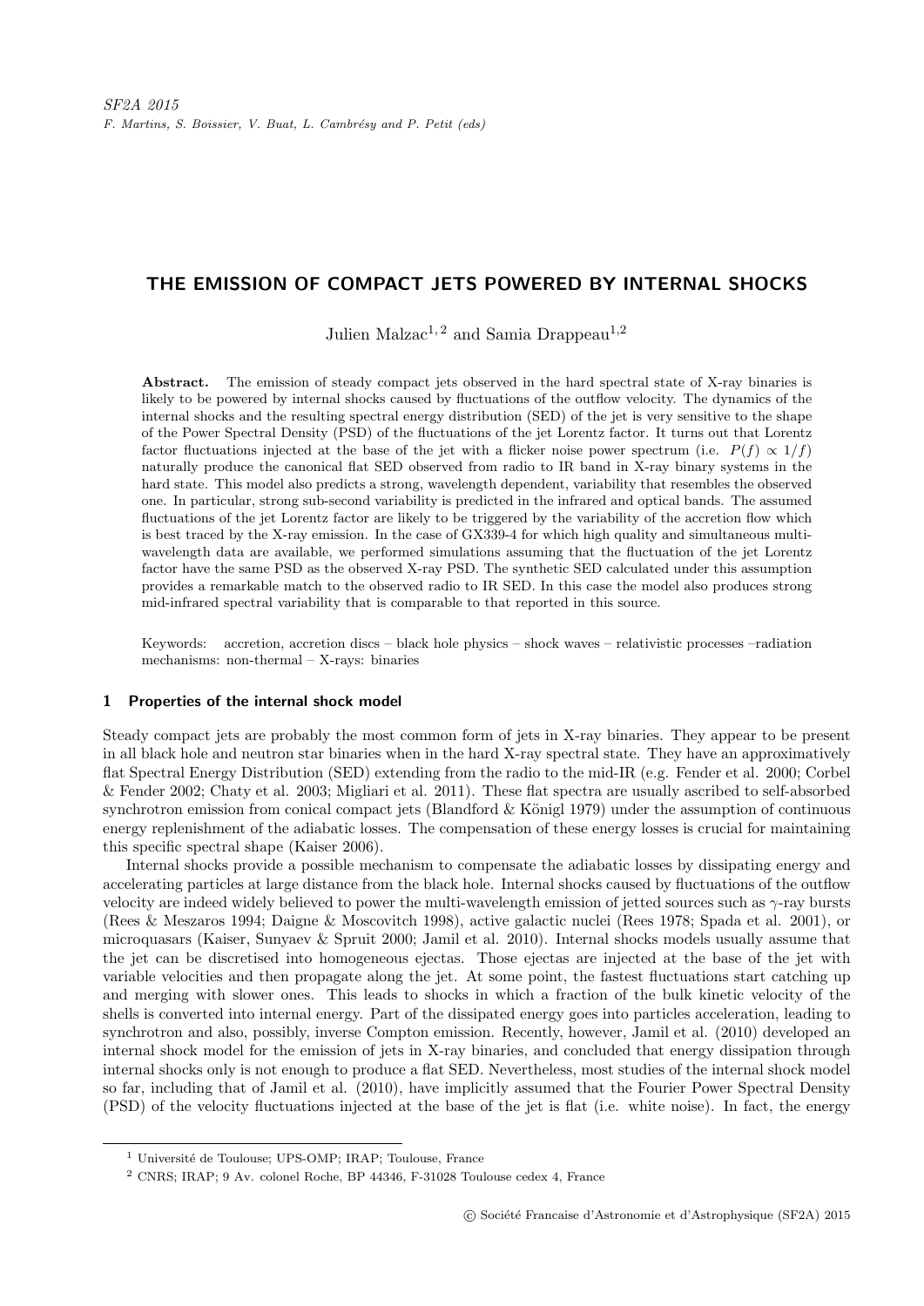SF2A 2015
F. Martins, S. Boissier, V. Buat, L. Cambrésy and P. Petit (eds)

# THE EMISSION OF COMPACT JETS POWERED BY INTERNAL SHOCKS

Julien Malzac[1,2] and Samia Drappeau[1,2]

**Abstract.** The emission of steady compact jets observed in the hard spectral state of X-ray binaries is likely to be powered by internal shocks caused by fluctuations of the outflow velocity. The dynamics of the internal shocks and the resulting spectral energy distribution (SED) of the jet is very sensitive to the shape of the Power Spectral Density (PSD) of the fluctuations of the jet Lorentz factor. It turns out that Lorentz factor fluctuations injected at the base of the jet with a flicker noise power spectrum (i.e. $P(f) \propto 1/f$) naturally produce the canonical flat SED observed from radio to IR band in X-ray binary systems in the hard state. This model also predicts a strong, wavelength dependent, variability that resembles the observed one. In particular, strong sub-second variability is predicted in the infrared and optical bands. The assumed fluctuations of the jet Lorentz factor are likely to be triggered by the variability of the accretion flow which is best traced by the X-ray emission. In the case of GX339-4 for which high quality and simultaneous multi-wavelength data are available, we performed simulations assuming that the fluctuation of the jet Lorentz factor have the same PSD as the observed X-ray PSD. The synthetic SED calculated under this assumption provides a remarkable match to the observed radio to IR SED. In this case the model also produces strong mid-infrared spectral variability that is comparable to that reported in this source.

Keywords: accretion, accretion discs – black hole physics – shock waves – relativistic processes –radiation mechanisms: non-thermal – X-rays: binaries

## 1 Properties of the internal shock model

Steady compact jets are probably the most common form of jets in X-ray binaries. They appear to be present in all black hole and neutron star binaries when in the hard X-ray spectral state. They have an approximatively flat Spectral Energy Distribution (SED) extending from the radio to the mid-IR (e.g. Fender et al. 2000; Corbel & Fender 2002; Chaty et al. 2003; Migliari et al. 2011). These flat spectra are usually ascribed to self-absorbed synchrotron emission from conical compact jets (Blandford & Königl 1979) under the assumption of continuous energy replenishment of the adiabatic losses. The compensation of these energy losses is crucial for maintaining this specific spectral shape (Kaiser 2006).

Internal shocks provide a possible mechanism to compensate the adiabatic losses by dissipating energy and accelerating particles at large distance from the black hole. Internal shocks caused by fluctuations of the outflow velocity are indeed widely believed to power the multi-wavelength emission of jetted sources such as $\gamma$-ray bursts (Rees & Meszaros 1994; Daigne & Moscovitch 1998), active galactic nuclei (Rees 1978; Spada et al. 2001), or microquasars (Kaiser, Sunyaev & Spruit 2000; Jamil et al. 2010). Internal shocks models usually assume that the jet can be discretised into homogeneous ejectas. Those ejectas are injected at the base of the jet with variable velocities and then propagate along the jet. At some point, the fastest fluctuations start catching up and merging with slower ones. This leads to shocks in which a fraction of the bulk kinetic velocity of the shells is converted into internal energy. Part of the dissipated energy goes into particles acceleration, leading to synchrotron and also, possibly, inverse Compton emission. Recently, however, Jamil et al. (2010) developed an internal shock model for the emission of jets in X-ray binaries, and concluded that energy dissipation through internal shocks only is not enough to produce a flat SED. Nevertheless, most studies of the internal shock model so far, including that of Jamil et al. (2010), have implicitly assumed that the Fourier Power Spectral Density (PSD) of the velocity fluctuations injected at the base of the jet is flat (i.e. white noise). In fact, the energy

[1] Université de Toulouse; UPS-OMP; IRAP; Toulouse, France

[2] CNRS; IRAP; 9 Av. colonel Roche, BP 44346, F-31028 Toulouse cedex 4, France

© Société Francaise d'Astronomie et d'Astrophysique (SF2A) 2015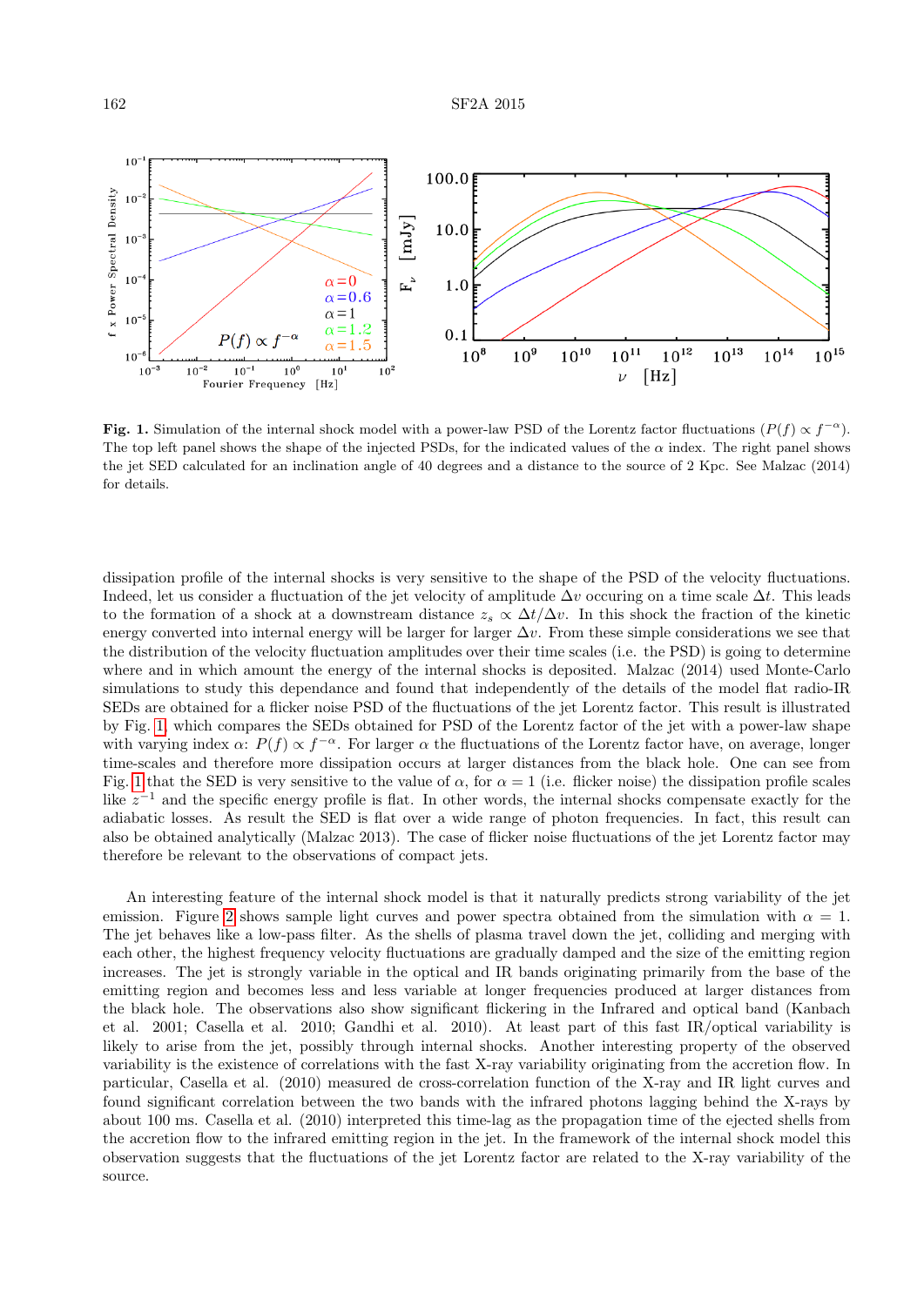**Fig. 1.** Simulation of the internal shock model with a power-law PSD of the Lorentz factor fluctuations ($P(f) \propto f^{-\alpha}$). The top left panel shows the shape of the injected PSDs, for the indicated values of the $\alpha$ index. The right panel shows the jet SED calculated for an inclination angle of 40 degrees and a distance to the source of 2 Kpc. See Malzac (2014) for details.

dissipation profile of the internal shocks is very sensitive to the shape of the PSD of the velocity fluctuations. Indeed, let us consider a fluctuation of the jet velocity of amplitude $\Delta v$ occuring on a time scale $\Delta t$. This leads to the formation of a shock at a downstream distance $z_s \propto \Delta t/\Delta v$. In this shock the fraction of the kinetic energy converted into internal energy will be larger for larger $\Delta v$. From these simple considerations we see that the distribution of the velocity fluctuation amplitudes over their time scales (i.e. the PSD) is going to determine where and in which amount the energy of the internal shocks is deposited. Malzac (2014) used Monte-Carlo simulations to study this dependance and found that independently of the details of the model flat radio-IR SEDs are obtained for a flicker noise PSD of the fluctuations of the jet Lorentz factor. This result is illustrated by Fig. 1, which compares the SEDs obtained for PSD of the Lorentz factor of the jet with a power-law shape with varying index $\alpha$: $P(f) \propto f^{-\alpha}$. For larger $\alpha$ the fluctuations of the Lorentz factor have, on average, longer time-scales and therefore more dissipation occurs at larger distances from the black hole. One can see from Fig. 1 that the SED is very sensitive to the value of $\alpha$, for $\alpha = 1$ (i.e. flicker noise) the dissipation profile scales like $z^{-1}$ and the specific energy profile is flat. In other words, the internal shocks compensate exactly for the adiabatic losses. As result the SED is flat over a wide range of photon frequencies. In fact, this result can also be obtained analytically (Malzac 2013). The case of flicker noise fluctuations of the jet Lorentz factor may therefore be relevant to the observations of compact jets.

An interesting feature of the internal shock model is that it naturally predicts strong variability of the jet emission. Figure 2 shows sample light curves and power spectra obtained from the simulation with $\alpha = 1$. The jet behaves like a low-pass filter. As the shells of plasma travel down the jet, colliding and merging with each other, the highest frequency velocity fluctuations are gradually damped and the size of the emitting region increases. The jet is strongly variable in the optical and IR bands originating primarily from the base of the emitting region and becomes less and less variable at longer frequencies produced at larger distances from the black hole. The observations also show significant flickering in the Infrared and optical band (Kanbach et al. 2001; Casella et al. 2010; Gandhi et al. 2010). At least part of this fast IR/optical variability is likely to arise from the jet, possibly through internal shocks. Another interesting property of the observed variability is the existence of correlations with the fast X-ray variability originating from the accretion flow. In particular, Casella et al. (2010) measured de cross-correlation function of the X-ray and IR light curves and found significant correlation between the two bands with the infrared photons lagging behind the X-rays by about 100 ms. Casella et al. (2010) interpreted this time-lag as the propagation time of the ejected shells from the accretion flow to the infrared emitting region in the jet. In the framework of the internal shock model this observation suggests that the fluctuations of the jet Lorentz factor are related to the X-ray variability of the source.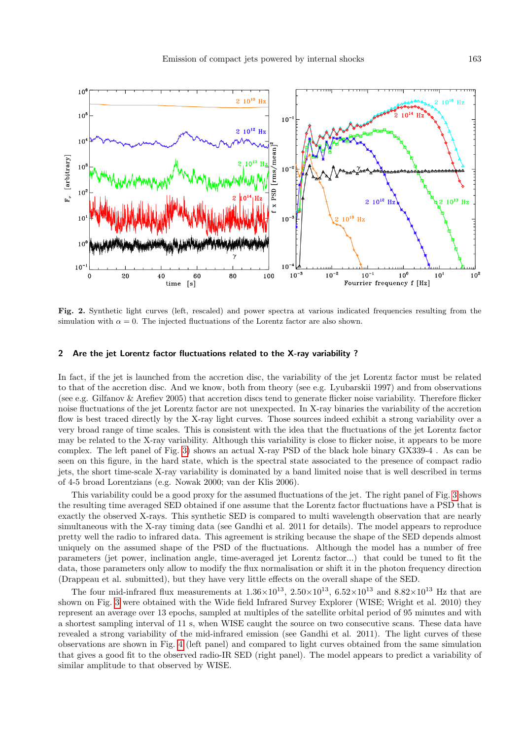**Fig. 2.** Synthetic light curves (left, rescaled) and power spectra at various indicated frequencies resulting from the simulation with $\alpha = 0$. The injected fluctuations of the Lorentz factor are also shown.

## 2 Are the jet Lorentz factor fluctuations related to the X-ray variability ?

In fact, if the jet is launched from the accretion disc, the variability of the jet Lorentz factor must be related to that of the accretion disc. And we know, both from theory (see e.g. Lyubarskii 1997) and from observations (see e.g. Gilfanov & Arefiev 2005) that accretion discs tend to generate flicker noise variability. Therefore flicker noise fluctuations of the jet Lorentz factor are not unexpected. In X-ray binaries the variability of the accretion flow is best traced directly by the X-ray light curves. Those sources indeed exhibit a strong variability over a very broad range of time scales. This is consistent with the idea that the fluctuations of the jet Lorentz factor may be related to the X-ray variability. Although this variability is close to flicker noise, it appears to be more complex. The left panel of Fig. 3) shows an actual X-ray PSD of the black hole binary GX339-4 . As can be seen on this figure, in the hard state, which is the spectral state associated to the presence of compact radio jets, the short time-scale X-ray variability is dominated by a band limited noise that is well described in terms of 4-5 broad Lorentzians (e.g. Nowak 2000; van der Klis 2006).

This variability could be a good proxy for the assumed fluctuations of the jet. The right panel of Fig. 3 shows the resulting time averaged SED obtained if one assume that the Lorentz factor fluctuations have a PSD that is exactly the observed X-rays. This synthetic SED is compared to multi wavelength observation that are nearly simultaneous with the X-ray timing data (see Gandhi et al. 2011 for details). The model appears to reproduce pretty well the radio to infrared data. This agreement is striking because the shape of the SED depends almost uniquely on the assumed shape of the PSD of the fluctuations. Although the model has a number of free parameters (jet power, inclination angle, time-averaged jet Lorentz factor...) that could be tuned to fit the data, those parameters only allow to modify the flux normalisation or shift it in the photon frequency direction (Drappeau et al. submitted), but they have very little effects on the overall shape of the SED.

The four mid-infrared flux measurements at $1.36\times10^{13}$, $2.50\times10^{13}$, $6.52\times10^{13}$ and $8.82\times10^{13}$ Hz that are shown on Fig. 3 were obtained with the Wide field Infrared Survey Explorer (WISE; Wright et al. 2010) they represent an average over 13 epochs, sampled at multiples of the satellite orbital period of 95 minutes and with a shortest sampling interval of 11 s, when WISE caught the source on two consecutive scans. These data have revealed a strong variability of the mid-infrared emission (see Gandhi et al. 2011). The light curves of these observations are shown in Fig. 4 (left panel) and compared to light curves obtained from the same simulation that gives a good fit to the observed radio-IR SED (right panel). The model appears to predict a variability of similar amplitude to that observed by WISE.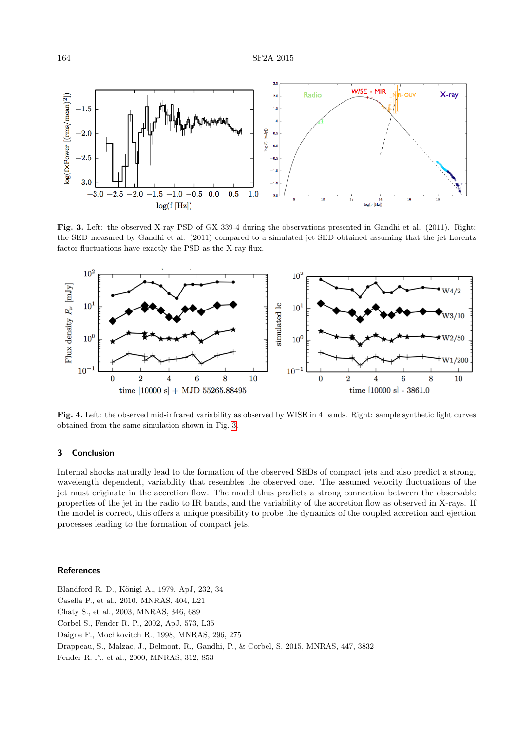**Fig. 3.** Left: the observed X-ray PSD of GX 339-4 during the observations presented in Gandhi et al. (2011). Right: the SED measured by Gandhi et al. (2011) compared to a simulated jet SED obtained assuming that the jet Lorentz factor fluctuations have exactly the PSD as the X-ray flux.

**Fig. 4.** Left: the observed mid-infrared variability as observed by WISE in 4 bands. Right: sample synthetic light curves obtained from the same simulation shown in Fig. 3.

## 3 Conclusion

Internal shocks naturally lead to the formation of the observed SEDs of compact jets and also predict a strong, wavelength dependent, variability that resembles the observed one. The assumed velocity fluctuations of the jet must originate in the accretion flow. The model thus predicts a strong connection between the observable properties of the jet in the radio to IR bands, and the variability of the accretion flow as observed in X-rays. If the model is correct, this offers a unique possibility to probe the dynamics of the coupled accretion and ejection processes leading to the formation of compact jets.

## References

Blandford R. D., Königl A., 1979, ApJ, 232, 34

Casella P., et al., 2010, MNRAS, 404, L21

Chaty S., et al., 2003, MNRAS, 346, 689

Corbel S., Fender R. P., 2002, ApJ, 573, L35

Daigne F., Mochkovitch R., 1998, MNRAS, 296, 275

Drappeau, S., Malzac, J., Belmont, R., Gandhi, P., & Corbel, S. 2015, MNRAS, 447, 3832

Fender R. P., et al., 2000, MNRAS, 312, 853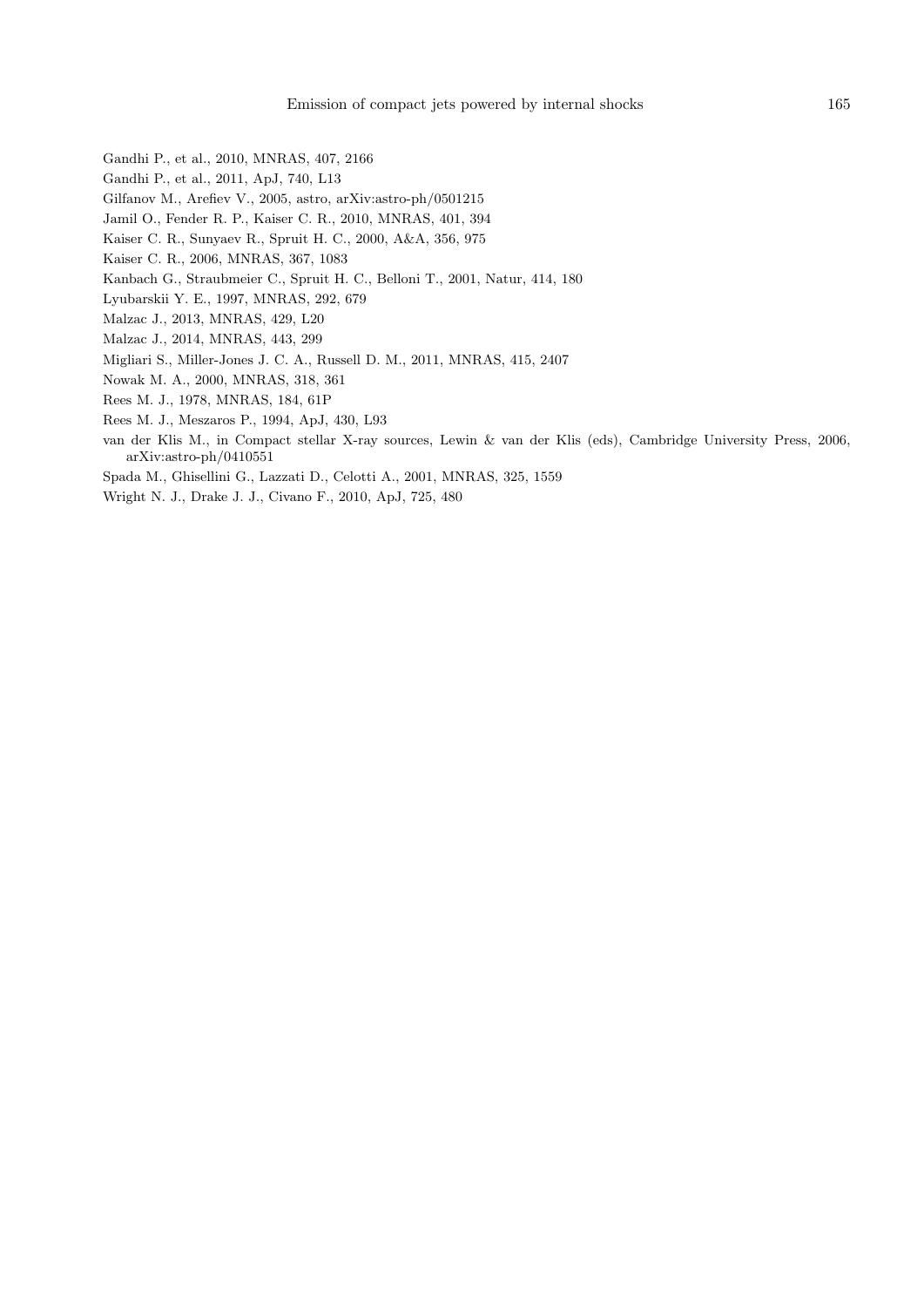Gandhi P., et al., 2010, MNRAS, 407, 2166

Gandhi P., et al., 2011, ApJ, 740, L13

Gilfanov M., Arefiev V., 2005, astro, arXiv:astro-ph/0501215

Jamil O., Fender R. P., Kaiser C. R., 2010, MNRAS, 401, 394

Kaiser C. R., Sunyaev R., Spruit H. C., 2000, A&A, 356, 975

Kaiser C. R., 2006, MNRAS, 367, 1083

Kanbach G., Straubmeier C., Spruit H. C., Belloni T., 2001, Natur, 414, 180

Lyubarskii Y. E., 1997, MNRAS, 292, 679

Malzac J., 2013, MNRAS, 429, L20

Malzac J., 2014, MNRAS, 443, 299

Migliari S., Miller-Jones J. C. A., Russell D. M., 2011, MNRAS, 415, 2407

Nowak M. A., 2000, MNRAS, 318, 361

Rees M. J., 1978, MNRAS, 184, 61P

Rees M. J., Meszaros P., 1994, ApJ, 430, L93

van der Klis M., in Compact stellar X-ray sources, Lewin & van der Klis (eds), Cambridge University Press, 2006, arXiv:astro-ph/0410551

Spada M., Ghisellini G., Lazzati D., Celotti A., 2001, MNRAS, 325, 1559

Wright N. J., Drake J. J., Civano F., 2010, ApJ, 725, 480